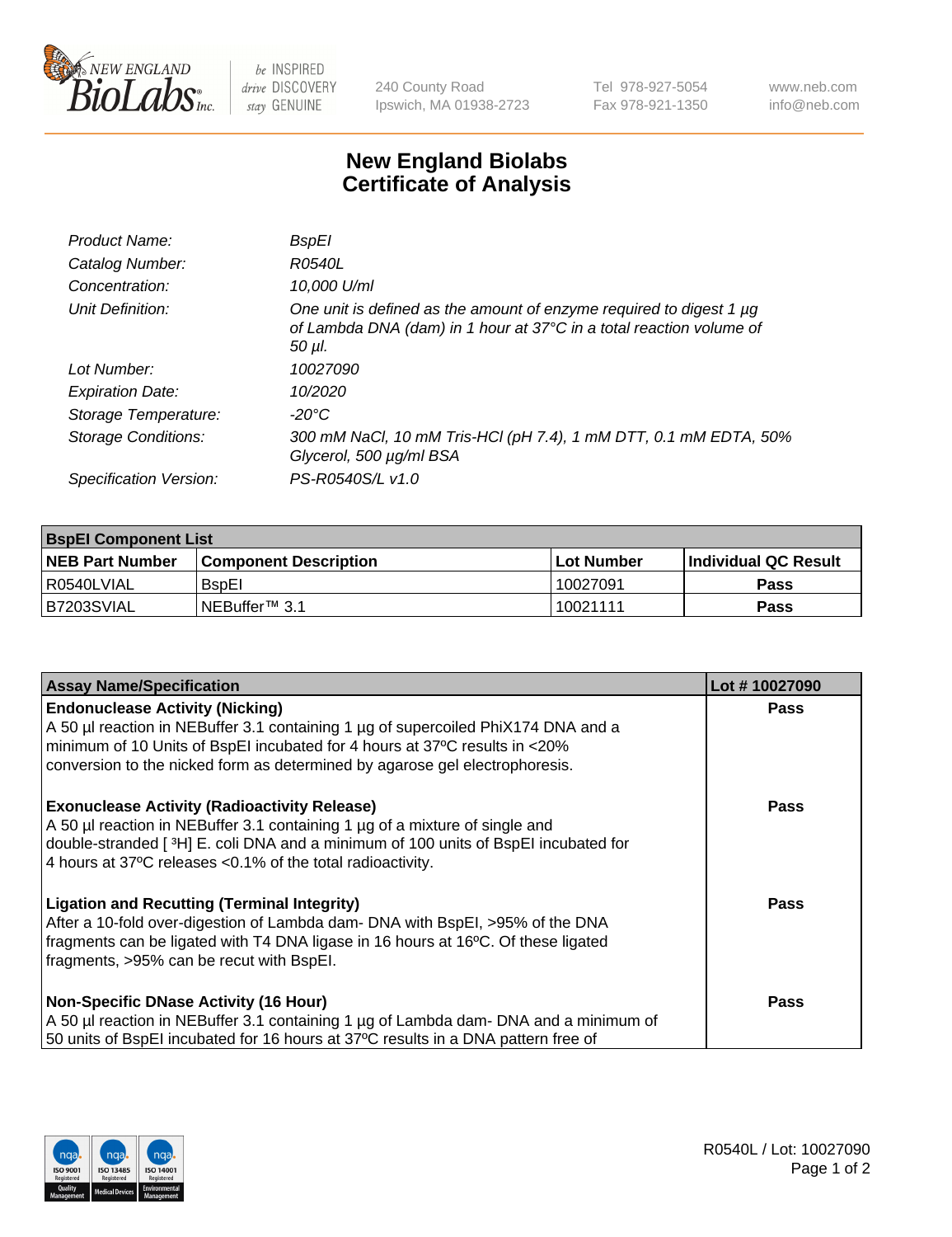New England BioLabs Inc. — be INSPIRED drive DISCOVERY stay GENUINE

240 County Road
Ipswich, MA 01938-2723

Tel 978-927-5054
Fax 978-921-1350

www.neb.com
info@neb.com

# New England Biolabs
# Certificate of Analysis

| | |
|---|---|
| *Product Name:* | *BspEI* |
| *Catalog Number:* | *R0540L* |
| *Concentration:* | *10,000 U/ml* |
| *Unit Definition:* | *One unit is defined as the amount of enzyme required to digest 1 µg of Lambda DNA (dam) in 1 hour at 37°C in a total reaction volume of 50 µl.* |
| *Lot Number:* | *10027090* |
| *Expiration Date:* | *10/2020* |
| *Storage Temperature:* | *-20°C* |
| *Storage Conditions:* | *300 mM NaCl, 10 mM Tris-HCl (pH 7.4), 1 mM DTT, 0.1 mM EDTA, 50% Glycerol, 500 µg/ml BSA* |
| *Specification Version:* | *PS-R0540S/L v1.0* |

| **BspEI Component List** | | | |
|---|---|---|---|
| **NEB Part Number** | **Component Description** | **Lot Number** | **Individual QC Result** |
| R0540LVIAL | BspEI | 10027091 | **Pass** |
| B7203SVIAL | NEBuffer™ 3.1 | 10021111 | **Pass** |

| **Assay Name/Specification** | **Lot # 10027090** |
|---|---|
| **Endonuclease Activity (Nicking)**<br>A 50 µl reaction in NEBuffer 3.1 containing 1 µg of supercoiled PhiX174 DNA and a minimum of 10 Units of BspEI incubated for 4 hours at 37ºC results in <20% conversion to the nicked form as determined by agarose gel electrophoresis. | **Pass** |
| **Exonuclease Activity (Radioactivity Release)**<br>A 50 µl reaction in NEBuffer 3.1 containing 1 µg of a mixture of single and double-stranded [ $^3$H] E. coli DNA and a minimum of 100 units of BspEI incubated for 4 hours at 37ºC releases <0.1% of the total radioactivity. | **Pass** |
| **Ligation and Recutting (Terminal Integrity)**<br>After a 10-fold over-digestion of Lambda dam- DNA with BspEI, >95% of the DNA fragments can be ligated with T4 DNA ligase in 16 hours at 16ºC. Of these ligated fragments, >95% can be recut with BspEI. | **Pass** |
| **Non-Specific DNase Activity (16 Hour)**<br>A 50 µl reaction in NEBuffer 3.1 containing 1 µg of Lambda dam- DNA and a minimum of 50 units of BspEI incubated for 16 hours at 37ºC results in a DNA pattern free of | **Pass** |

R0540L / Lot: 10027090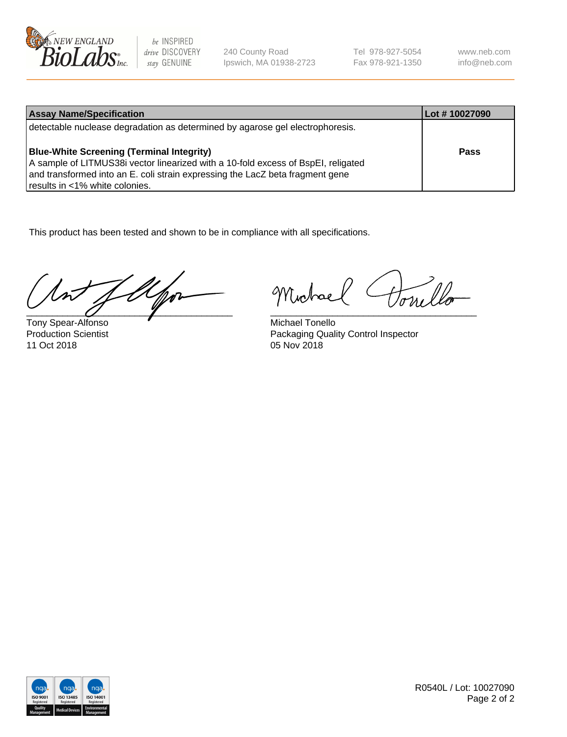| Assay Name/Specification | Lot # 10027090 |
|---|---|
| detectable nuclease degradation as determined by agarose gel electrophoresis. | |
| **Blue-White Screening (Terminal Integrity)**<br>A sample of LITMUS38i vector linearized with a 10-fold excess of BspEI, religated and transformed into an E. coli strain expressing the LacZ beta fragment gene results in <1% white colonies. | **Pass** |

This product has been tested and shown to be in compliance with all specifications.

Tony Spear-Alfonso
Production Scientist
11 Oct 2018

Michael Tonello
Packaging Quality Control Inspector
05 Nov 2018

R0540L / Lot: 10027090